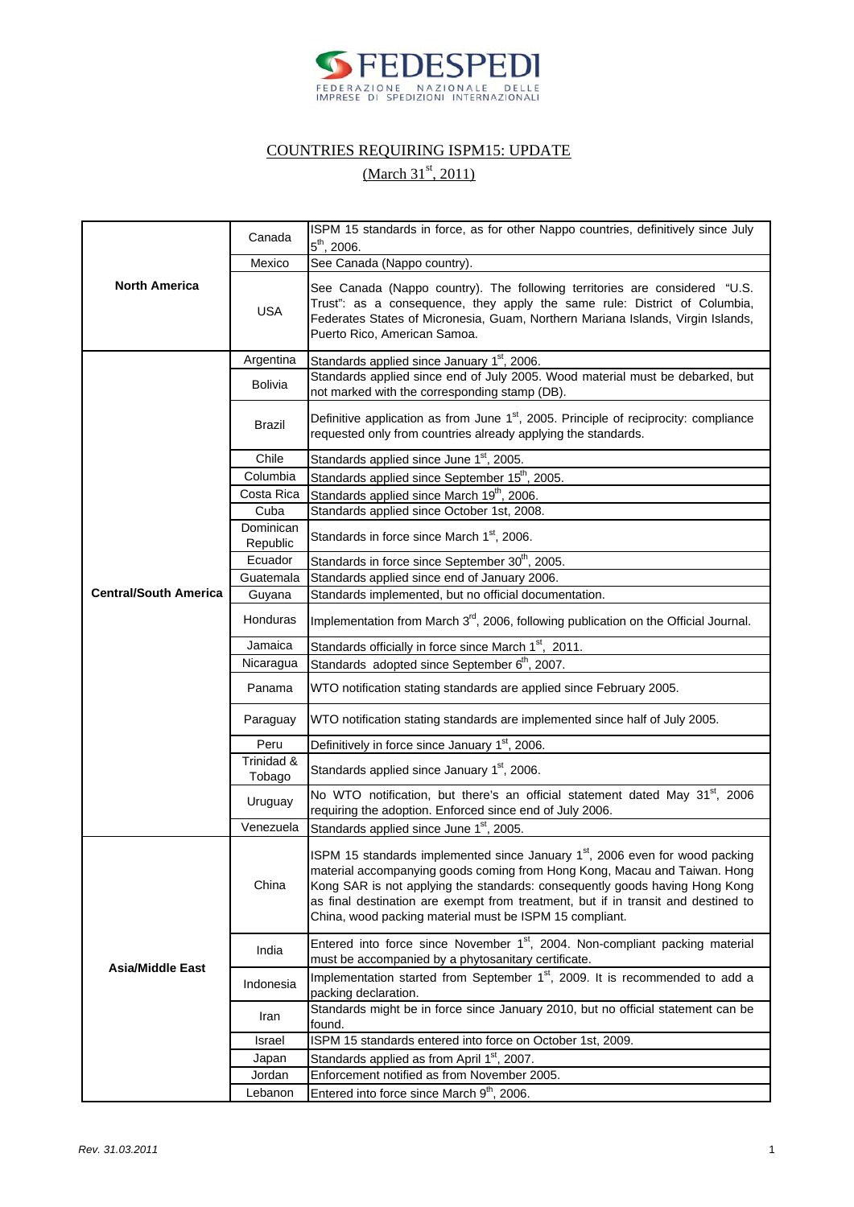FEDESPEDI

FEDERAZIONE NAZIONALE DELLE IMPRESE DI SPEDIZIONI INTERNAZIONALI

# COUNTRIES REQUIRING ISPM15: UPDATE

## (March 31st, 2011)

| Region | Country | Notes |
|---|---|---|
| **North America** | Canada | ISPM 15 standards in force, as for other Nappo countries, definitively since July 5th, 2006. |
| | Mexico | See Canada (Nappo country). |
| | USA | See Canada (Nappo country). The following territories are considered "U.S. Trust": as a consequence, they apply the same rule: District of Columbia, Federates States of Micronesia, Guam, Northern Mariana Islands, Virgin Islands, Puerto Rico, American Samoa. |
| **Central/South America** | Argentina | Standards applied since January 1st, 2006. |
| | Bolivia | Standards applied since end of July 2005. Wood material must be debarked, but not marked with the corresponding stamp (DB). |
| | Brazil | Definitive application as from June 1st, 2005. Principle of reciprocity: compliance requested only from countries already applying the standards. |
| | Chile | Standards applied since June 1st, 2005. |
| | Columbia | Standards applied since September 15th, 2005. |
| | Costa Rica | Standards applied since March 19th, 2006. |
| | Cuba | Standards applied since October 1st, 2008. |
| | Dominican Republic | Standards in force since March 1st, 2006. |
| | Ecuador | Standards in force since September 30th, 2005. |
| | Guatemala | Standards applied since end of January 2006. |
| | Guyana | Standards implemented, but no official documentation. |
| | Honduras | Implementation from March 3rd, 2006, following publication on the Official Journal. |
| | Jamaica | Standards officially in force since March 1st, 2011. |
| | Nicaragua | Standards adopted since September 6th, 2007. |
| | Panama | WTO notification stating standards are applied since February 2005. |
| | Paraguay | WTO notification stating standards are implemented since half of July 2005. |
| | Peru | Definitively in force since January 1st, 2006. |
| | Trinidad & Tobago | Standards applied since January 1st, 2006. |
| | Uruguay | No WTO notification, but there's an official statement dated May 31st, 2006 requiring the adoption. Enforced since end of July 2006. |
| | Venezuela | Standards applied since June 1st, 2005. |
| **Asia/Middle East** | China | ISPM 15 standards implemented since January 1st, 2006 even for wood packing material accompanying goods coming from Hong Kong, Macau and Taiwan. Hong Kong SAR is not applying the standards: consequently goods having Hong Kong as final destination are exempt from treatment, but if in transit and destined to China, wood packing material must be ISPM 15 compliant. |
| | India | Entered into force since November 1st, 2004. Non-compliant packing material must be accompanied by a phytosanitary certificate. |
| | Indonesia | Implementation started from September 1st, 2009. It is recommended to add a packing declaration. |
| | Iran | Standards might be in force since January 2010, but no official statement can be found. |
| | Israel | ISPM 15 standards entered into force on October 1st, 2009. |
| | Japan | Standards applied as from April 1st, 2007. |
| | Jordan | Enforcement notified as from November 2005. |
| | Lebanon | Entered into force since March 9th, 2006. |

*Rev. 31.03.2011*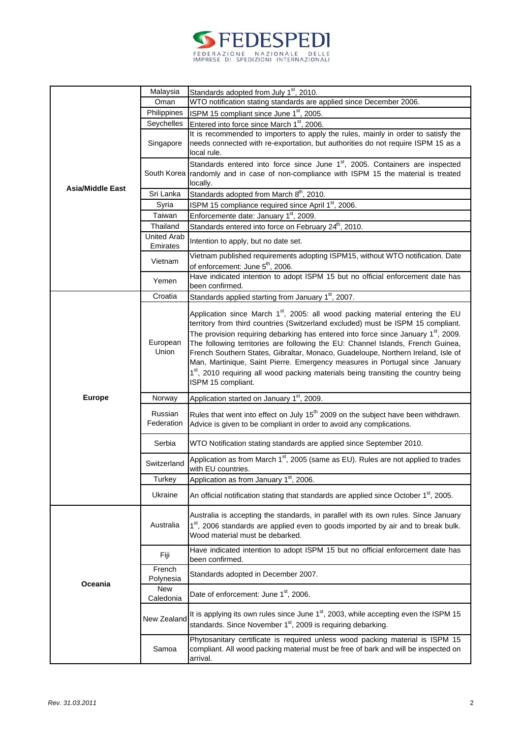| | | |
|---|---|---|
| **Asia/Middle East** | Malaysia | Standards adopted from July 1st, 2010. |
| | Oman | WTO notification stating standards are applied since December 2006. |
| | Philippines | ISPM 15 compliant since June 1st, 2005. |
| | Seychelles | Entered into force since March 1st, 2006. |
| | Singapore | It is recommended to importers to apply the rules, mainly in order to satisfy the needs connected with re-exportation, but authorities do not require ISPM 15 as a local rule. |
| | South Korea | Standards entered into force since June 1st, 2005. Containers are inspected randomly and in case of non-compliance with ISPM 15 the material is treated locally. |
| | Sri Lanka | Standards adopted from March 8th, 2010. |
| | Syria | ISPM 15 compliance required since April 1st, 2006. |
| | Taiwan | Enforcemente date: January 1st, 2009. |
| | Thailand | Standards entered into force on February 24th, 2010. |
| | United Arab Emirates | Intention to apply, but no date set. |
| | Vietnam | Vietnam published requirements adopting ISPM15, without WTO notification. Date of enforcement: June 5th, 2006. |
| | Yemen | Have indicated intention to adopt ISPM 15 but no official enforcement date has been confirmed. |
| **Europe** | Croatia | Standards applied starting from January 1st, 2007. |
| | European Union | Application since March 1st, 2005: all wood packing material entering the EU territory from third countries (Switzerland excluded) must be ISPM 15 compliant. The provision requiring debarking has entered into force since January 1st, 2009. The following territories are following the EU: Channel Islands, French Guinea, French Southern States, Gibraltar, Monaco, Guadeloupe, Northern Ireland, Isle of Man, Martinique, Saint Pierre. Emergency measures in Portugal since January 1st, 2010 requiring all wood packing materials being transiting the country being ISPM 15 compliant. |
| | Norway | Application started on January 1st, 2009. |
| | Russian Federation | Rules that went into effect on July 15th 2009 on the subject have been withdrawn. Advice is given to be compliant in order to avoid any complications. |
| | Serbia | WTO Notification stating standards are applied since September 2010. |
| | Switzerland | Application as from March 1st, 2005 (same as EU). Rules are not applied to trades with EU countries. |
| | Turkey | Application as from January 1st, 2006. |
| | Ukraine | An official notification stating that standards are applied since October 1st, 2005. |
| **Oceania** | Australia | Australia is accepting the standards, in parallel with its own rules. Since January 1st, 2006 standards are applied even to goods imported by air and to break bulk. Wood material must be debarked. |
| | Fiji | Have indicated intention to adopt ISPM 15 but no official enforcement date has been confirmed. |
| | French Polynesia | Standards adopted in December 2007. |
| | New Caledonia | Date of enforcement: June 1st, 2006. |
| | New Zealand | It is applying its own rules since June 1st, 2003, while accepting even the ISPM 15 standards. Since November 1st, 2009 is requiring debarking. |
| | Samoa | Phytosanitary certificate is required unless wood packing material is ISPM 15 compliant. All wood packing material must be free of bark and will be inspected on arrival. |

*Rev. 31.03.2011*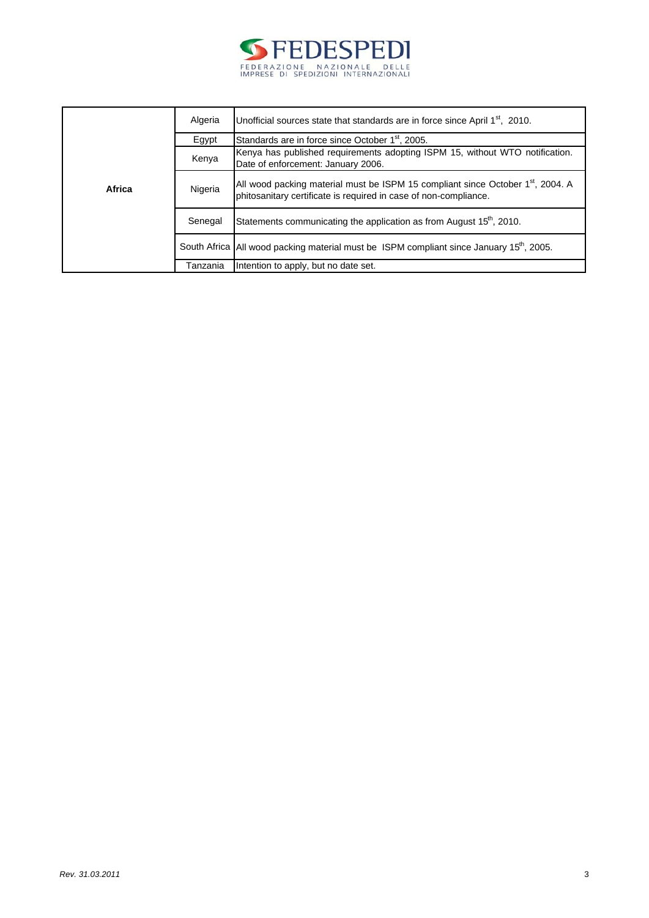| | | |
|---|---|---|
| **Africa** | Algeria | Unofficial sources state that standards are in force since April 1st, 2010. |
| | Egypt | Standards are in force since October 1st, 2005. |
| | Kenya | Kenya has published requirements adopting ISPM 15, without WTO notification. Date of enforcement: January 2006. |
| | Nigeria | All wood packing material must be ISPM 15 compliant since October 1st, 2004. A phitosanitary certificate is required in case of non-compliance. |
| | Senegal | Statements communicating the application as from August 15th, 2010. |
| | South Africa | All wood packing material must be ISPM compliant since January 15th, 2005. |
| | Tanzania | Intention to apply, but no date set. |

*Rev. 31.03.2011*